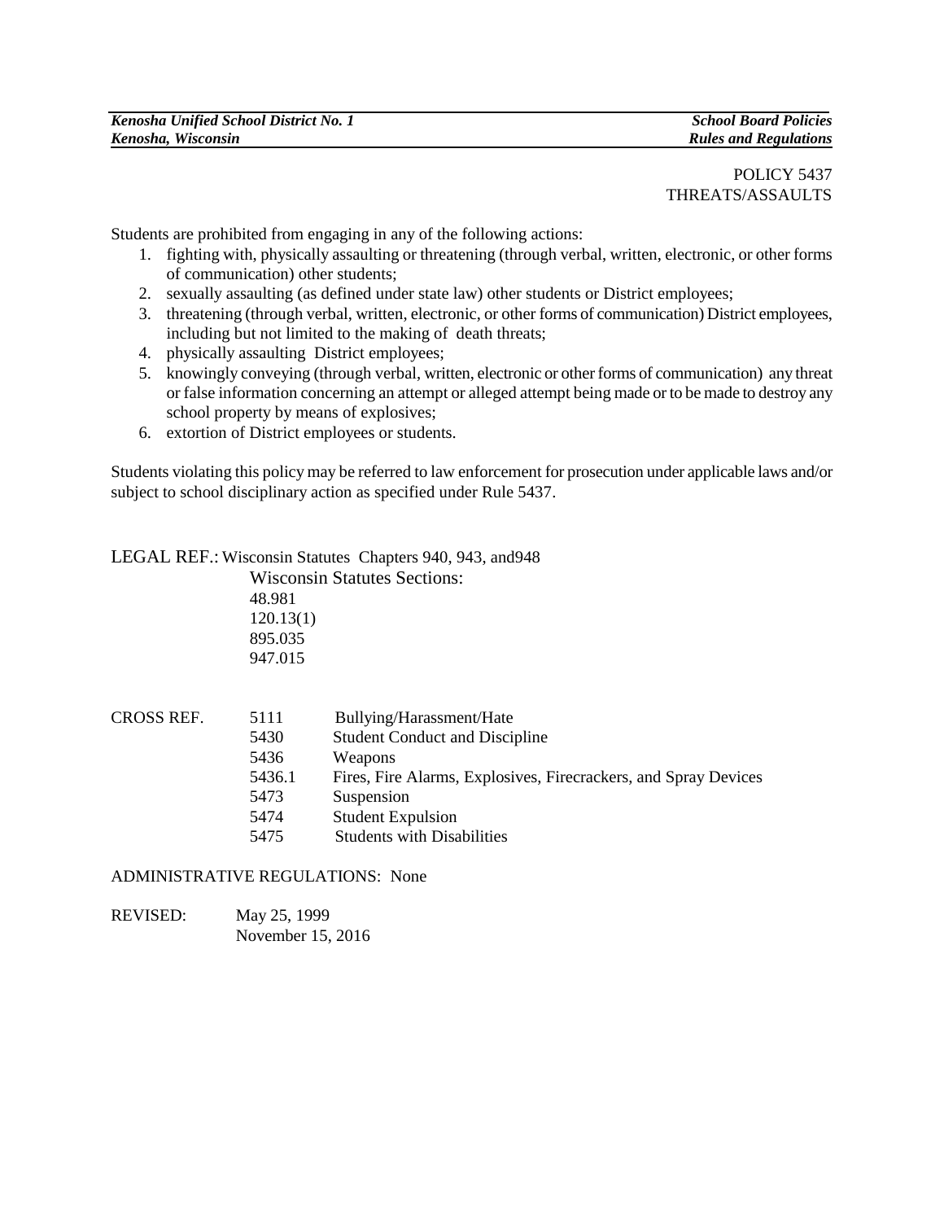POLICY 5437
THREATS/ASSAULTS

Students are prohibited from engaging in any of the following actions:

1. fighting with, physically assaulting or threatening (through verbal, written, electronic, or other forms of communication) other students;
2. sexually assaulting (as defined under state law) other students or District employees;
3. threatening (through verbal, written, electronic, or other forms of communication) District employees, including but not limited to the making of death threats;
4. physically assaulting District employees;
5. knowingly conveying (through verbal, written, electronic or other forms of communication) any threat or false information concerning an attempt or alleged attempt being made or to be made to destroy any school property by means of explosives;
6. extortion of District employees or students.

Students violating this policy may be referred to law enforcement for prosecution under applicable laws and/or subject to school disciplinary action as specified under Rule 5437.

LEGAL REF.: Wisconsin Statutes Chapters 940, 943, and948
Wisconsin Statutes Sections:
48.981
120.13(1)
895.035
947.015

| CROSS REF. | | |
|---|---|---|
| | 5111 | Bullying/Harassment/Hate |
| | 5430 | Student Conduct and Discipline |
| | 5436 | Weapons |
| | 5436.1 | Fires, Fire Alarms, Explosives, Firecrackers, and Spray Devices |
| | 5473 | Suspension |
| | 5474 | Student Expulsion |
| | 5475 | Students with Disabilities |

ADMINISTRATIVE REGULATIONS: None

REVISED: May 25, 1999
November 15, 2016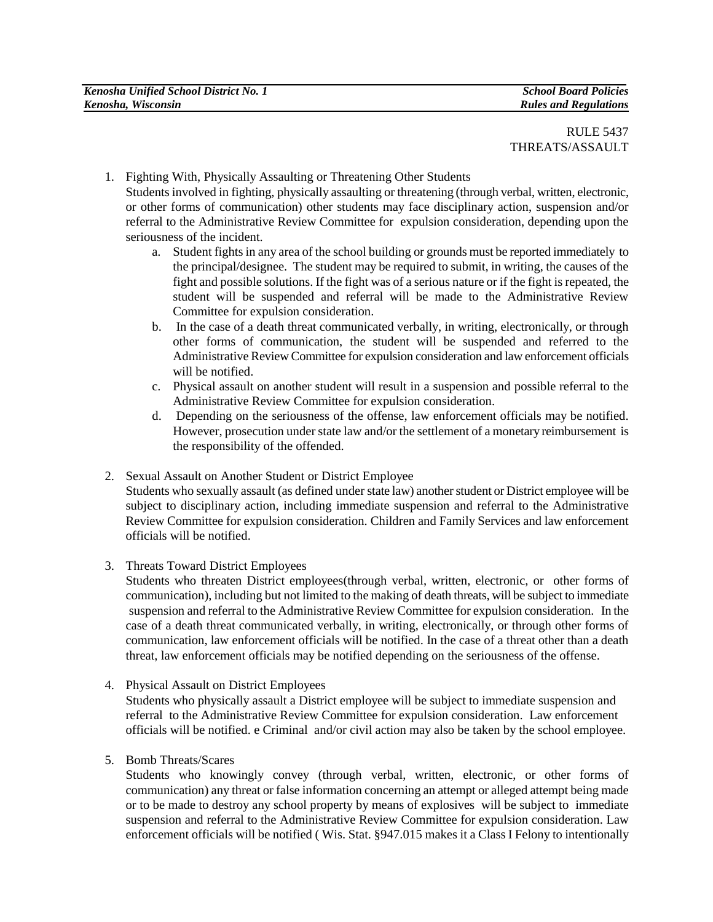RULE 5437
THREATS/ASSAULT

1. Fighting With, Physically Assaulting or Threatening Other Students
   Students involved in fighting, physically assaulting or threatening (through verbal, written, electronic, or other forms of communication) other students may face disciplinary action, suspension and/or referral to the Administrative Review Committee for expulsion consideration, depending upon the seriousness of the incident.
   a. Student fights in any area of the school building or grounds must be reported immediately to the principal/designee. The student may be required to submit, in writing, the causes of the fight and possible solutions. If the fight was of a serious nature or if the fight is repeated, the student will be suspended and referral will be made to the Administrative Review Committee for expulsion consideration.
   b. In the case of a death threat communicated verbally, in writing, electronically, or through other forms of communication, the student will be suspended and referred to the Administrative Review Committee for expulsion consideration and law enforcement officials will be notified.
   c. Physical assault on another student will result in a suspension and possible referral to the Administrative Review Committee for expulsion consideration.
   d. Depending on the seriousness of the offense, law enforcement officials may be notified. However, prosecution under state law and/or the settlement of a monetary reimbursement is the responsibility of the offended.

2. Sexual Assault on Another Student or District Employee
   Students who sexually assault (as defined under state law) another student or District employee will be subject to disciplinary action, including immediate suspension and referral to the Administrative Review Committee for expulsion consideration. Children and Family Services and law enforcement officials will be notified.

3. Threats Toward District Employees
   Students who threaten District employees(through verbal, written, electronic, or other forms of communication), including but not limited to the making of death threats, will be subject to immediate suspension and referral to the Administrative Review Committee for expulsion consideration. In the case of a death threat communicated verbally, in writing, electronically, or through other forms of communication, law enforcement officials will be notified. In the case of a threat other than a death threat, law enforcement officials may be notified depending on the seriousness of the offense.

4. Physical Assault on District Employees
   Students who physically assault a District employee will be subject to immediate suspension and referral to the Administrative Review Committee for expulsion consideration. Law enforcement officials will be notified. e Criminal and/or civil action may also be taken by the school employee.

5. Bomb Threats/Scares
   Students who knowingly convey (through verbal, written, electronic, or other forms of communication) any threat or false information concerning an attempt or alleged attempt being made or to be made to destroy any school property by means of explosives will be subject to immediate suspension and referral to the Administrative Review Committee for expulsion consideration. Law enforcement officials will be notified ( Wis. Stat. §947.015 makes it a Class I Felony to intentionally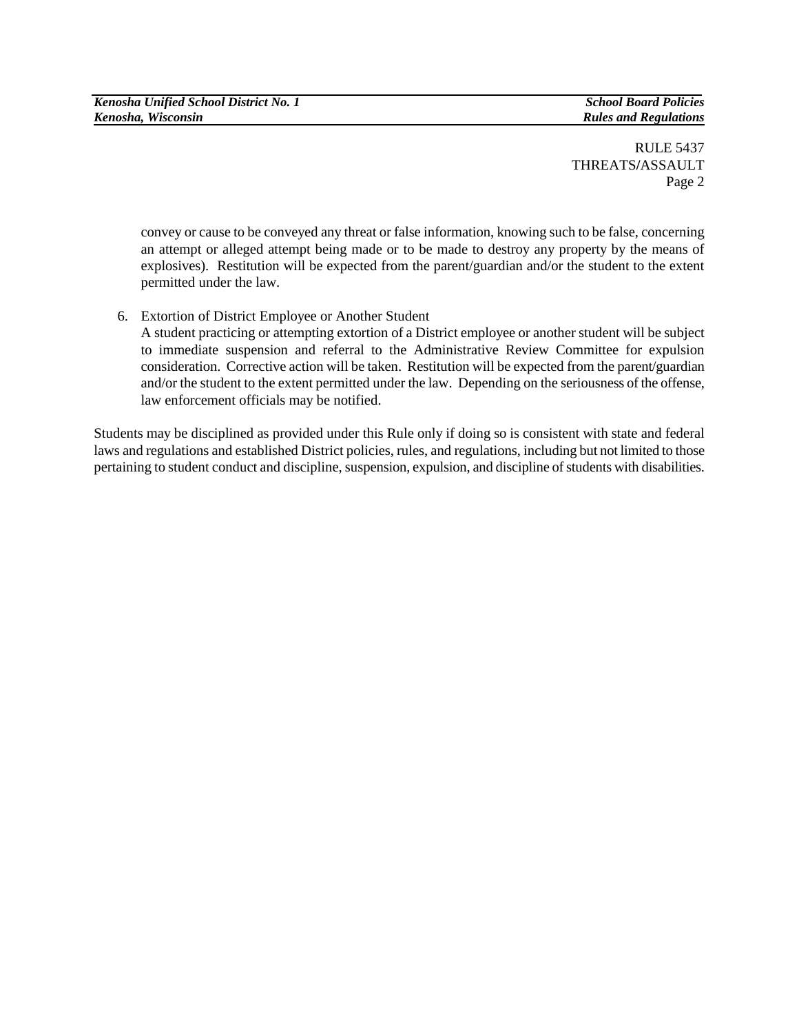convey or cause to be conveyed any threat or false information, knowing such to be false, concerning an attempt or alleged attempt being made or to be made to destroy any property by the means of explosives). Restitution will be expected from the parent/guardian and/or the student to the extent permitted under the law.

6. Extortion of District Employee or Another Student
   A student practicing or attempting extortion of a District employee or another student will be subject to immediate suspension and referral to the Administrative Review Committee for expulsion consideration. Corrective action will be taken. Restitution will be expected from the parent/guardian and/or the student to the extent permitted under the law. Depending on the seriousness of the offense, law enforcement officials may be notified.

Students may be disciplined as provided under this Rule only if doing so is consistent with state and federal laws and regulations and established District policies, rules, and regulations, including but not limited to those pertaining to student conduct and discipline, suspension, expulsion, and discipline of students with disabilities.